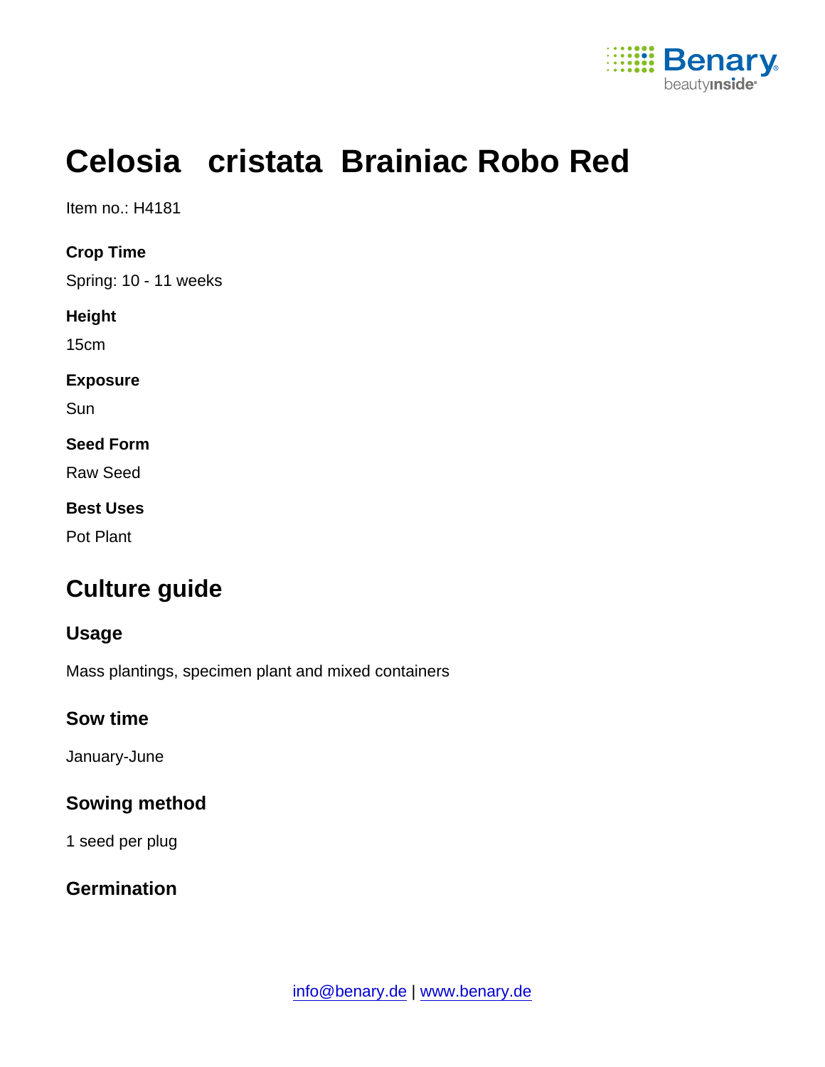# Celosia cristata Brainiac Robo Red

Item no.: H4181

**Crop Time**

Spring: 10 - 11 weeks

**Height**

15cm

**Exposure**

Sun

**Seed Form**

Raw Seed

**Best Uses**

Pot Plant

## Culture guide

### Usage

Mass plantings, specimen plant and mixed containers

### Sow time

January-June

### Sowing method

1 seed per plug

### Germination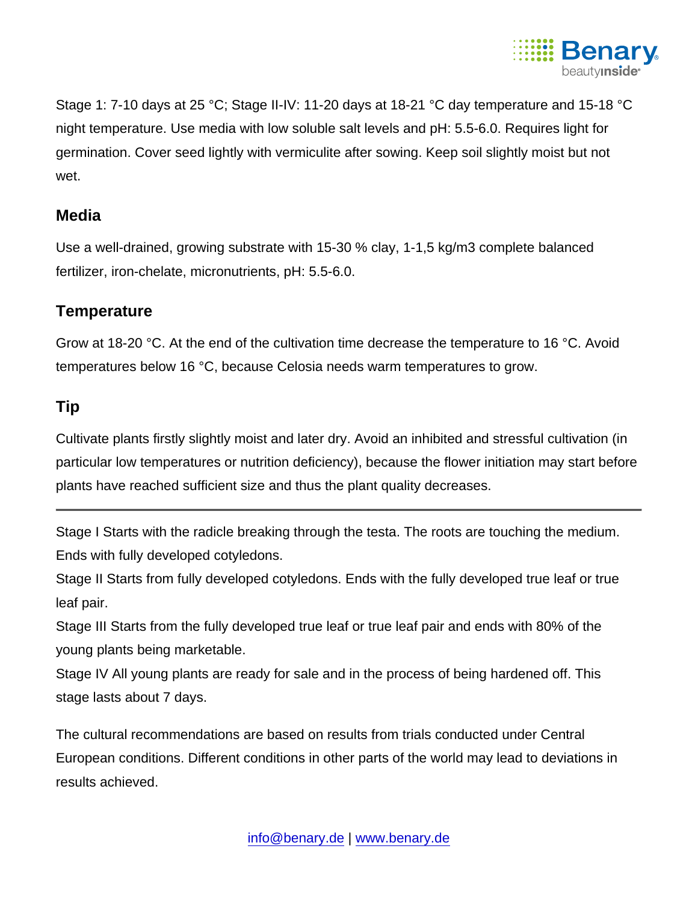Stage 1: 7-10 days at 25 °C; Stage II-IV: 11-20 days at 18-21 °C day temperature and 15-18 °C night temperature. Use media with low soluble salt levels and pH: 5.5-6.0. Requires light for germination. Cover seed lightly with vermiculite after sowing. Keep soil slightly moist but not wet.

## Media

Use a well-drained, growing substrate with 15-30 % clay, 1-1,5 kg/m3 complete balanced fertilizer, iron-chelate, micronutrients, pH: 5.5-6.0.

## Temperature

Grow at 18-20 °C. At the end of the cultivation time decrease the temperature to 16 °C. Avoid temperatures below 16 °C, because Celosia needs warm temperatures to grow.

## Tip

Cultivate plants firstly slightly moist and later dry. Avoid an inhibited and stressful cultivation (in particular low temperatures or nutrition deficiency), because the flower initiation may start before plants have reached sufficient size and thus the plant quality decreases.

---

Stage I Starts with the radicle breaking through the testa. The roots are touching the medium. Ends with fully developed cotyledons.
Stage II Starts from fully developed cotyledons. Ends with the fully developed true leaf or true leaf pair.
Stage III Starts from the fully developed true leaf or true leaf pair and ends with 80% of the young plants being marketable.
Stage IV All young plants are ready for sale and in the process of being hardened off. This stage lasts about 7 days.

The cultural recommendations are based on results from trials conducted under Central European conditions. Different conditions in other parts of the world may lead to deviations in results achieved.

info@benary.de | www.benary.de